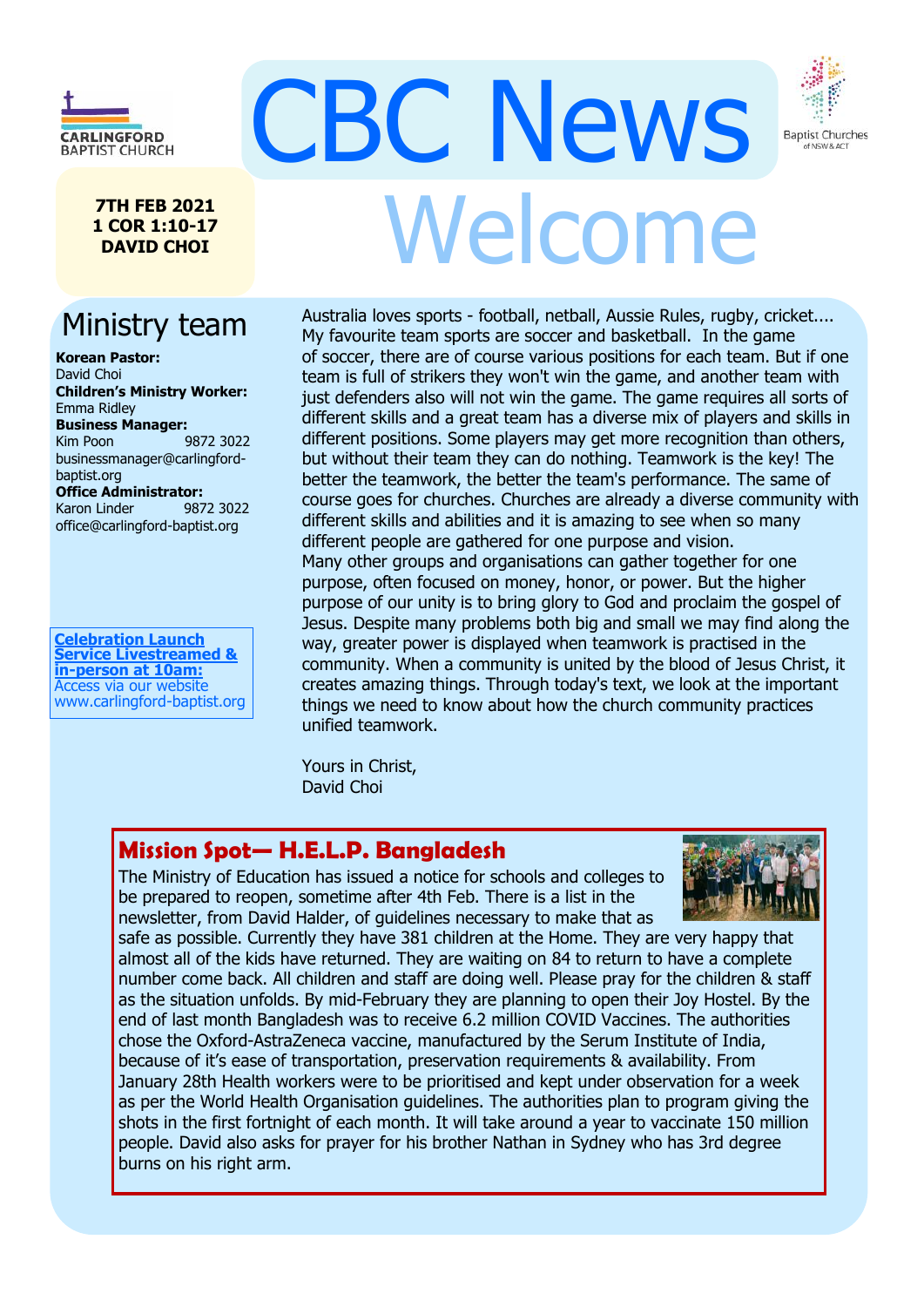CARLINGFORD BAPTIST CHURCH

# CBC News

# Welcome

Baptist Churches of NSW & ACT

**7TH FEB 2021**
**1 COR 1:10-17**
**DAVID CHOI**

## Ministry team

**Korean Pastor:**
David Choi
**Children's Ministry Worker:**
Emma Ridley
**Business Manager:**
Kim Poon 9872 3022
businessmanager@carlingford-baptist.org
**Office Administrator:**
Karon Linder 9872 3022
office@carlingford-baptist.org

**Celebration Launch Service Livestreamed & in-person at 10am:**
Access via our website
www.carlingford-baptist.org

Australia loves sports - football, netball, Aussie Rules, rugby, cricket.... My favourite team sports are soccer and basketball. In the game of soccer, there are of course various positions for each team. But if one team is full of strikers they won't win the game, and another team with just defenders also will not win the game. The game requires all sorts of different skills and a great team has a diverse mix of players and skills in different positions. Some players may get more recognition than others, but without their team they can do nothing. Teamwork is the key! The better the teamwork, the better the team's performance. The same of course goes for churches. Churches are already a diverse community with different skills and abilities and it is amazing to see when so many different people are gathered for one purpose and vision.
Many other groups and organisations can gather together for one purpose, often focused on money, honor, or power. But the higher purpose of our unity is to bring glory to God and proclaim the gospel of Jesus. Despite many problems both big and small we may find along the way, greater power is displayed when teamwork is practised in the community. When a community is united by the blood of Jesus Christ, it creates amazing things. Through today's text, we look at the important things we need to know about how the church community practices unified teamwork.

Yours in Christ,
David Choi

## Mission Spot— H.E.L.P. Bangladesh

The Ministry of Education has issued a notice for schools and colleges to be prepared to reopen, sometime after 4th Feb. There is a list in the newsletter, from David Halder, of guidelines necessary to make that as safe as possible. Currently they have 381 children at the Home. They are very happy that almost all of the kids have returned. They are waiting on 84 to return to have a complete number come back. All children and staff are doing well. Please pray for the children & staff as the situation unfolds. By mid-February they are planning to open their Joy Hostel. By the end of last month Bangladesh was to receive 6.2 million COVID Vaccines. The authorities chose the Oxford-AstraZeneca vaccine, manufactured by the Serum Institute of India, because of it's ease of transportation, preservation requirements & availability. From January 28th Health workers were to be prioritised and kept under observation for a week as per the World Health Organisation guidelines. The authorities plan to program giving the shots in the first fortnight of each month. It will take around a year to vaccinate 150 million people. David also asks for prayer for his brother Nathan in Sydney who has 3rd degree burns on his right arm.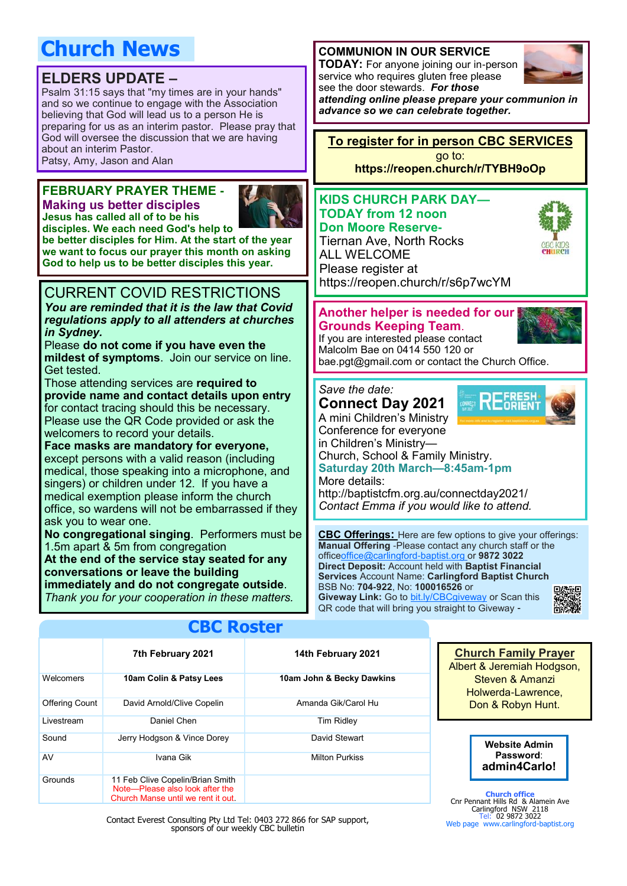# Church News

## ELDERS UPDATE –

Psalm 31:15 says that "my times are in your hands" and so we continue to engage with the Association believing that God will lead us to a person He is preparing for us as an interim pastor. Please pray that God will oversee the discussion that we are having about an interim Pastor.
Patsy, Amy, Jason and Alan

## FEBRUARY PRAYER THEME - Making us better disciples

**Jesus has called all of to be his disciples. We each need God's help to be better disciples for Him. At the start of the year we want to focus our prayer this month on asking God to help us to be better disciples this year.**

## CURRENT COVID RESTRICTIONS

***You are reminded that it is the law that Covid regulations apply to all attenders at churches in Sydney.***

Please **do not come if you have even the mildest of symptoms**. Join our service on line. Get tested.

Those attending services are **required to provide name and contact details upon entry** for contact tracing should this be necessary. Please use the QR Code provided or ask the welcomers to record your details.

**Face masks are mandatory for everyone,** except persons with a valid reason (including medical, those speaking into a microphone, and singers) or children under 12. If you have a medical exemption please inform the church office, so wardens will not be embarrassed if they ask you to wear one.

**No congregational singing**. Performers must be 1.5m apart & 5m from congregation

**At the end of the service stay seated for any conversations or leave the building immediately and do not congregate outside**.

*Thank you for your cooperation in these matters.*

## COMMUNION IN OUR SERVICE

**TODAY:** For anyone joining our in-person service who requires gluten free please see the door stewards. ***For those attending online please prepare your communion in advance so we can celebrate together.***

**To register for in person CBC SERVICES**
go to:
**https://reopen.church/r/TYBH9oOp**

## KIDS CHURCH PARK DAY— TODAY from 12 noon Don Moore Reserve-

Tiernan Ave, North Rocks
ALL WELCOME
Please register at
https://reopen.church/r/s6p7wcYM

## Another helper is needed for our Grounds Keeping Team.

If you are interested please contact Malcolm Bae on 0414 550 120 or bae.pgt@gmail.com or contact the Church Office.

*Save the date:*

## Connect Day 2021

A mini Children's Ministry Conference for everyone in Children's Ministry— Church, School & Family Ministry.
**Saturday 20th March—8:45am-1pm**
More details:
http://baptistcfm.org.au/connectday2021/
*Contact Emma if you would like to attend.*

**CBC Offerings:** Here are few options to give your offerings:
**Manual Offering** -Please contact any church staff or the office office@carlingford-baptist.org or **9872 3022**
**Direct Deposit:** Account held with **Baptist Financial Services** Account Name: **Carlingford Baptist Church** BSB No: **704-922**, No: **100016526** or
**Giveway Link:** Go to bit.ly/CBCgiveway or Scan this QR code that will bring you straight to Giveway -

## CBC Roster

| | 7th February 2021 | 14th February 2021 |
|---|---|---|
| Welcomers | **10am Colin & Patsy Lees** | **10am John & Becky Dawkins** |
| Offering Count | David Arnold/Clive Copelin | Amanda Gik/Carol Hu |
| Livestream | Daniel Chen | Tim Ridley |
| Sound | Jerry Hodgson & Vince Dorey | David Stewart |
| AV | Ivana Gik | Milton Purkiss |
| Grounds | 11 Feb Clive Copelin/Brian Smith Note—Please also look after the Church Manse until we rent it out. | |

Contact Everest Consulting Pty Ltd Tel: 0403 272 866 for SAP support, sponsors of our weekly CBC bulletin

## Church Family Prayer

Albert & Jeremiah Hodgson, Steven & Amanzi Holwerda-Lawrence, Don & Robyn Hunt.

**Website Admin Password: admin4Carlo!**

**Church office**
Cnr Pennant Hills Rd & Alamein Ave
Carlingford NSW 2118
Tel: 02 9872 3022
Web page www.carlingford-baptist.org